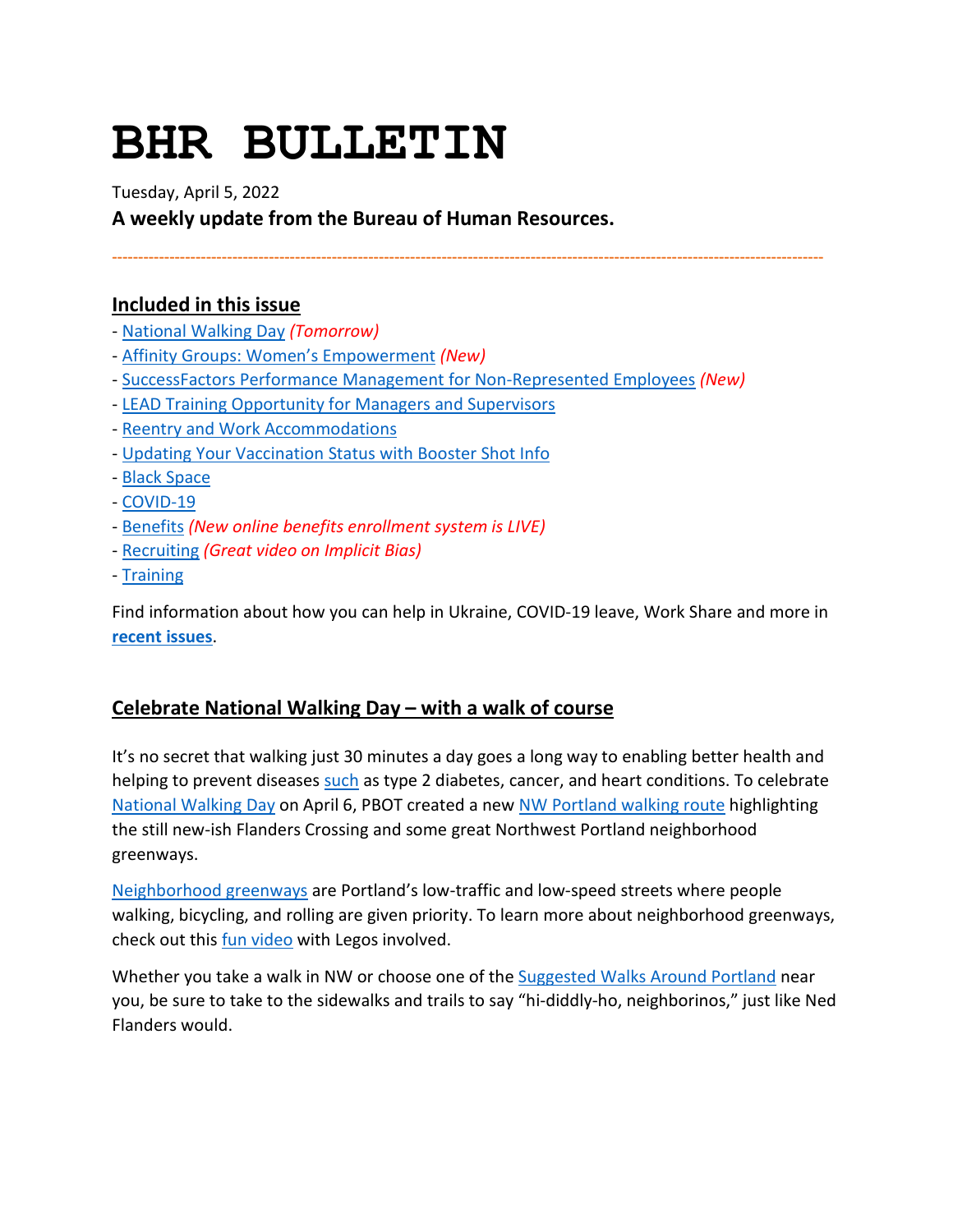# BHR BULLETIN

Tuesday, April 5, 2022

**A weekly update from the Bureau of Human Resources.**

---

## Included in this issue

- National Walking Day *(Tomorrow)*
- Affinity Groups: Women's Empowerment *(New)*
- SuccessFactors Performance Management for Non-Represented Employees *(New)*
- LEAD Training Opportunity for Managers and Supervisors
- Reentry and Work Accommodations
- Updating Your Vaccination Status with Booster Shot Info
- Black Space
- COVID-19
- Benefits *(New online benefits enrollment system is LIVE)*
- Recruiting *(Great video on Implicit Bias)*
- Training

Find information about how you can help in Ukraine, COVID-19 leave, Work Share and more in **recent issues**.

## Celebrate National Walking Day – with a walk of course

It's no secret that walking just 30 minutes a day goes a long way to enabling better health and helping to prevent diseases such as type 2 diabetes, cancer, and heart conditions. To celebrate National Walking Day on April 6, PBOT created a new NW Portland walking route highlighting the still new-ish Flanders Crossing and some great Northwest Portland neighborhood greenways.

Neighborhood greenways are Portland's low-traffic and low-speed streets where people walking, bicycling, and rolling are given priority. To learn more about neighborhood greenways, check out this fun video with Legos involved.

Whether you take a walk in NW or choose one of the Suggested Walks Around Portland near you, be sure to take to the sidewalks and trails to say "hi-diddly-ho, neighborinos," just like Ned Flanders would.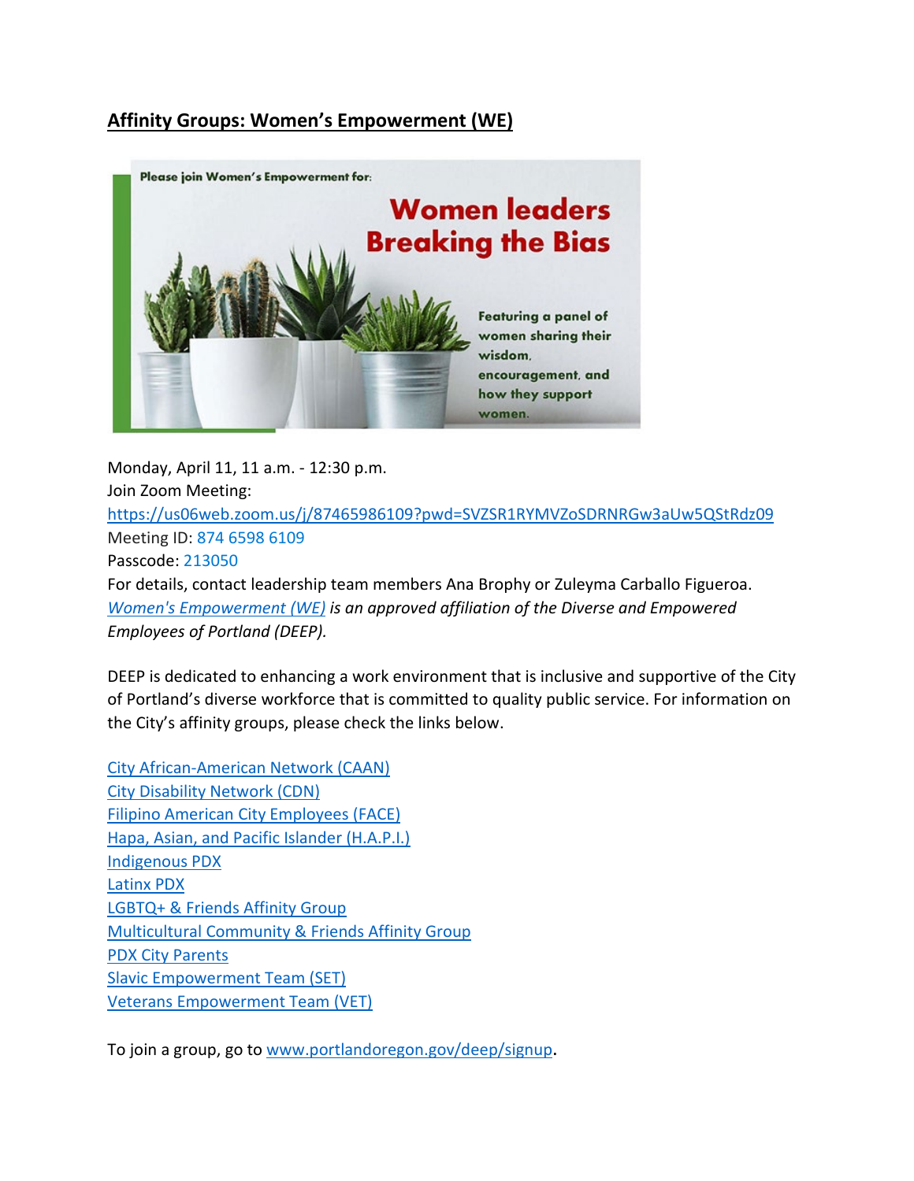## Affinity Groups: Women's Empowerment (WE)

Please join Women's Empowerment for:

**Women leaders Breaking the Bias**

Featuring a panel of women sharing their wisdom, encouragement, and how they support women.

Monday, April 11, 11 a.m. - 12:30 p.m.
Join Zoom Meeting:
https://us06web.zoom.us/j/87465986109?pwd=SVZSR1RYMVZoSDRNRGw3aUw5QStRdz09
Meeting ID: 874 6598 6109
Passcode: 213050
For details, contact leadership team members Ana Brophy or Zuleyma Carballo Figueroa.
*Women's Empowerment (WE) is an approved affiliation of the Diverse and Empowered Employees of Portland (DEEP).*

DEEP is dedicated to enhancing a work environment that is inclusive and supportive of the City of Portland's diverse workforce that is committed to quality public service. For information on the City's affinity groups, please check the links below.

City African-American Network (CAAN)
City Disability Network (CDN)
Filipino American City Employees (FACE)
Hapa, Asian, and Pacific Islander (H.A.P.I.)
Indigenous PDX
Latinx PDX
LGBTQ+ & Friends Affinity Group
Multicultural Community & Friends Affinity Group
PDX City Parents
Slavic Empowerment Team (SET)
Veterans Empowerment Team (VET)

To join a group, go to www.portlandoregon.gov/deep/signup.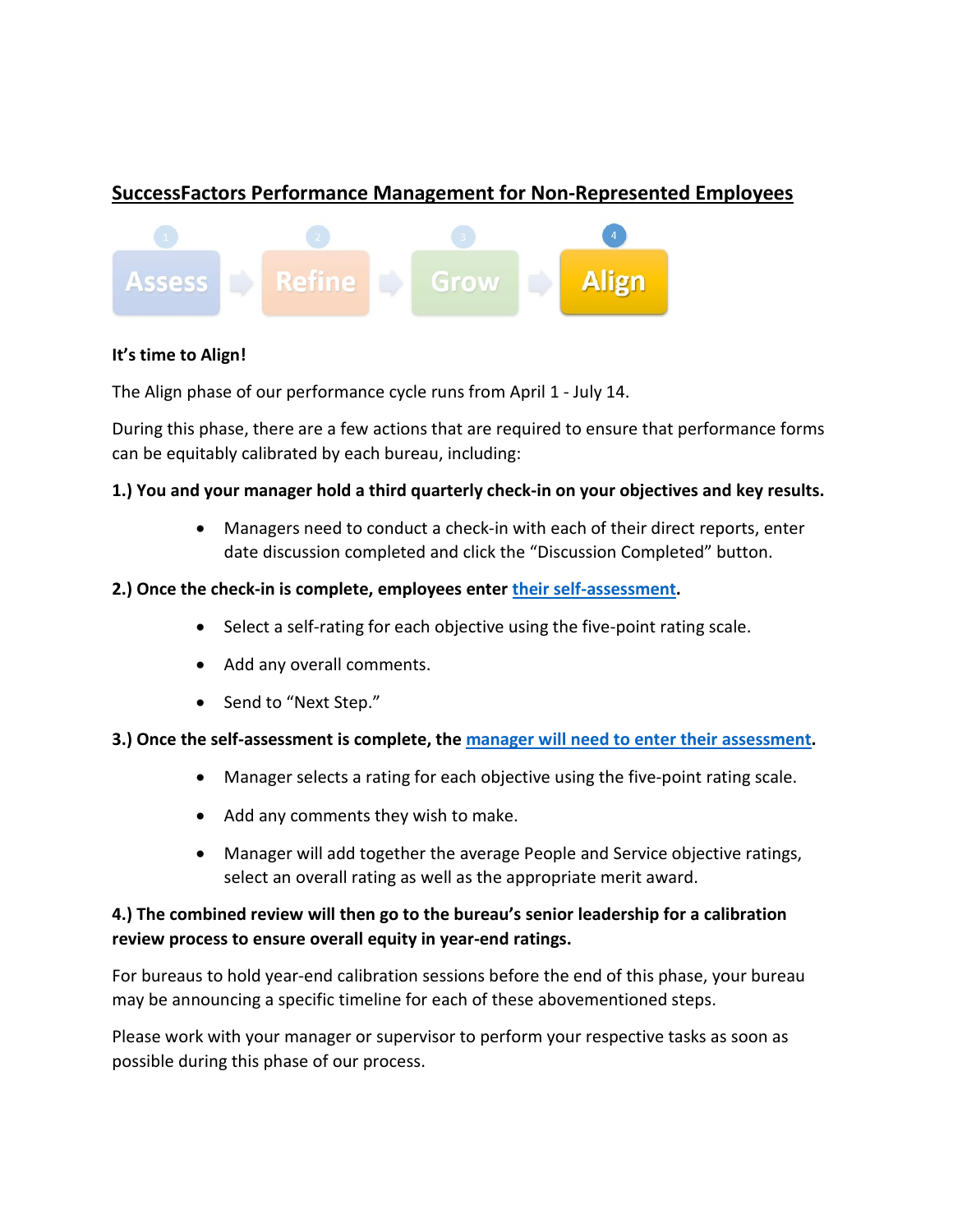## SuccessFactors Performance Management for Non-Represented Employees

1 Assess → 2 Refine → 3 Grow → 4 Align

**It's time to Align!**

The Align phase of our performance cycle runs from April 1 - July 14.

During this phase, there are a few actions that are required to ensure that performance forms can be equitably calibrated by each bureau, including:

**1.) You and your manager hold a third quarterly check-in on your objectives and key results.**

- Managers need to conduct a check-in with each of their direct reports, enter date discussion completed and click the "Discussion Completed" button.

**2.) Once the check-in is complete, employees enter their self-assessment.**

- Select a self-rating for each objective using the five-point rating scale.
- Add any overall comments.
- Send to "Next Step."

**3.) Once the self-assessment is complete, the manager will need to enter their assessment.**

- Manager selects a rating for each objective using the five-point rating scale.
- Add any comments they wish to make.
- Manager will add together the average People and Service objective ratings, select an overall rating as well as the appropriate merit award.

**4.) The combined review will then go to the bureau's senior leadership for a calibration review process to ensure overall equity in year-end ratings.**

For bureaus to hold year-end calibration sessions before the end of this phase, your bureau may be announcing a specific timeline for each of these abovementioned steps.

Please work with your manager or supervisor to perform your respective tasks as soon as possible during this phase of our process.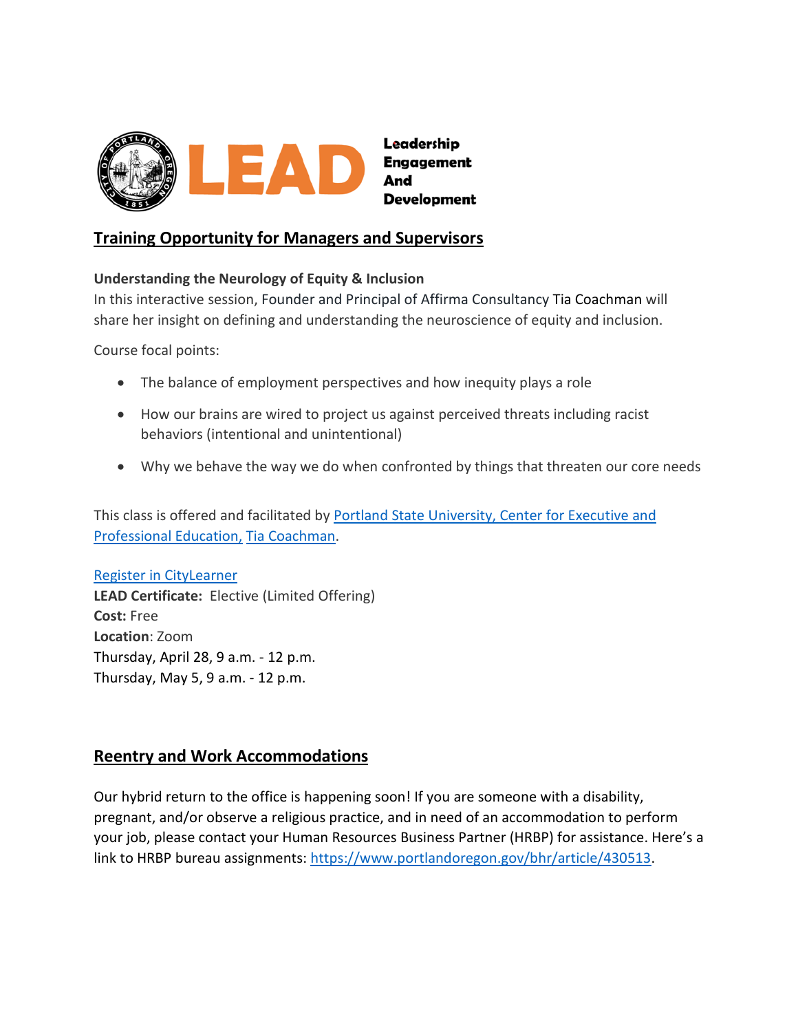LEAD Leadership Engagement And Development

## Training Opportunity for Managers and Supervisors

**Understanding the Neurology of Equity & Inclusion**

In this interactive session, Founder and Principal of Affirma Consultancy Tia Coachman will share her insight on defining and understanding the neuroscience of equity and inclusion.

Course focal points:

- The balance of employment perspectives and how inequity plays a role
- How our brains are wired to project us against perceived threats including racist behaviors (intentional and unintentional)
- Why we behave the way we do when confronted by things that threaten our core needs

This class is offered and facilitated by Portland State University, Center for Executive and Professional Education, Tia Coachman.

Register in CityLearner

**LEAD Certificate:** Elective (Limited Offering)

**Cost:** Free

**Location**: Zoom

Thursday, April 28, 9 a.m. - 12 p.m.

Thursday, May 5, 9 a.m. - 12 p.m.

## Reentry and Work Accommodations

Our hybrid return to the office is happening soon! If you are someone with a disability, pregnant, and/or observe a religious practice, and in need of an accommodation to perform your job, please contact your Human Resources Business Partner (HRBP) for assistance. Here's a link to HRBP bureau assignments: https://www.portlandoregon.gov/bhr/article/430513.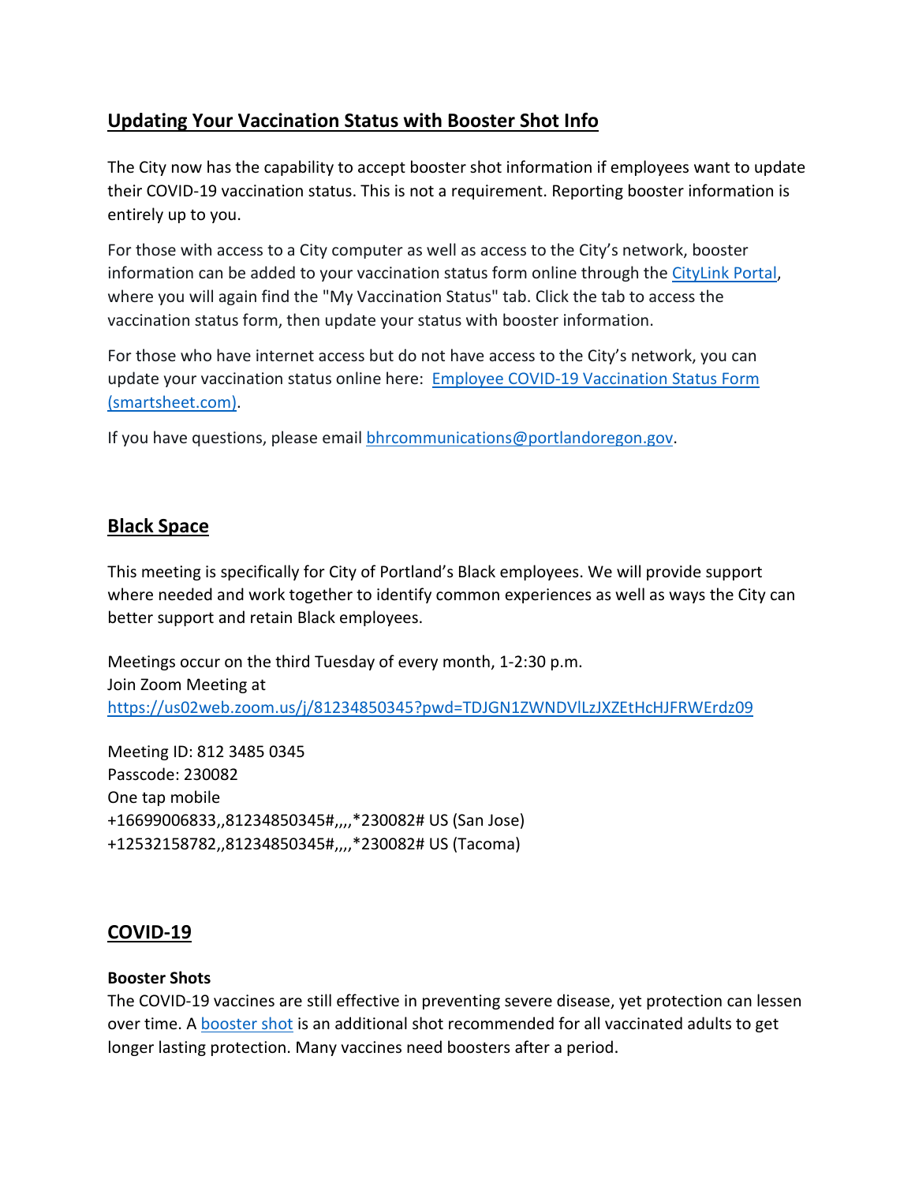## Updating Your Vaccination Status with Booster Shot Info

The City now has the capability to accept booster shot information if employees want to update their COVID-19 vaccination status. This is not a requirement. Reporting booster information is entirely up to you.

For those with access to a City computer as well as access to the City's network, booster information can be added to your vaccination status form online through the CityLink Portal, where you will again find the "My Vaccination Status" tab. Click the tab to access the vaccination status form, then update your status with booster information.

For those who have internet access but do not have access to the City's network, you can update your vaccination status online here: Employee COVID-19 Vaccination Status Form (smartsheet.com).

If you have questions, please email bhrcommunications@portlandoregon.gov.

## Black Space

This meeting is specifically for City of Portland's Black employees. We will provide support where needed and work together to identify common experiences as well as ways the City can better support and retain Black employees.

Meetings occur on the third Tuesday of every month, 1-2:30 p.m.
Join Zoom Meeting at
https://us02web.zoom.us/j/81234850345?pwd=TDJGN1ZWNDVlLzJXZEtHcHJFRWErdz09

Meeting ID: 812 3485 0345
Passcode: 230082
One tap mobile
+16699006833,,81234850345#,,,,*230082# US (San Jose)
+12532158782,,81234850345#,,,,*230082# US (Tacoma)

## COVID-19

**Booster Shots**

The COVID-19 vaccines are still effective in preventing severe disease, yet protection can lessen over time. A booster shot is an additional shot recommended for all vaccinated adults to get longer lasting protection. Many vaccines need boosters after a period.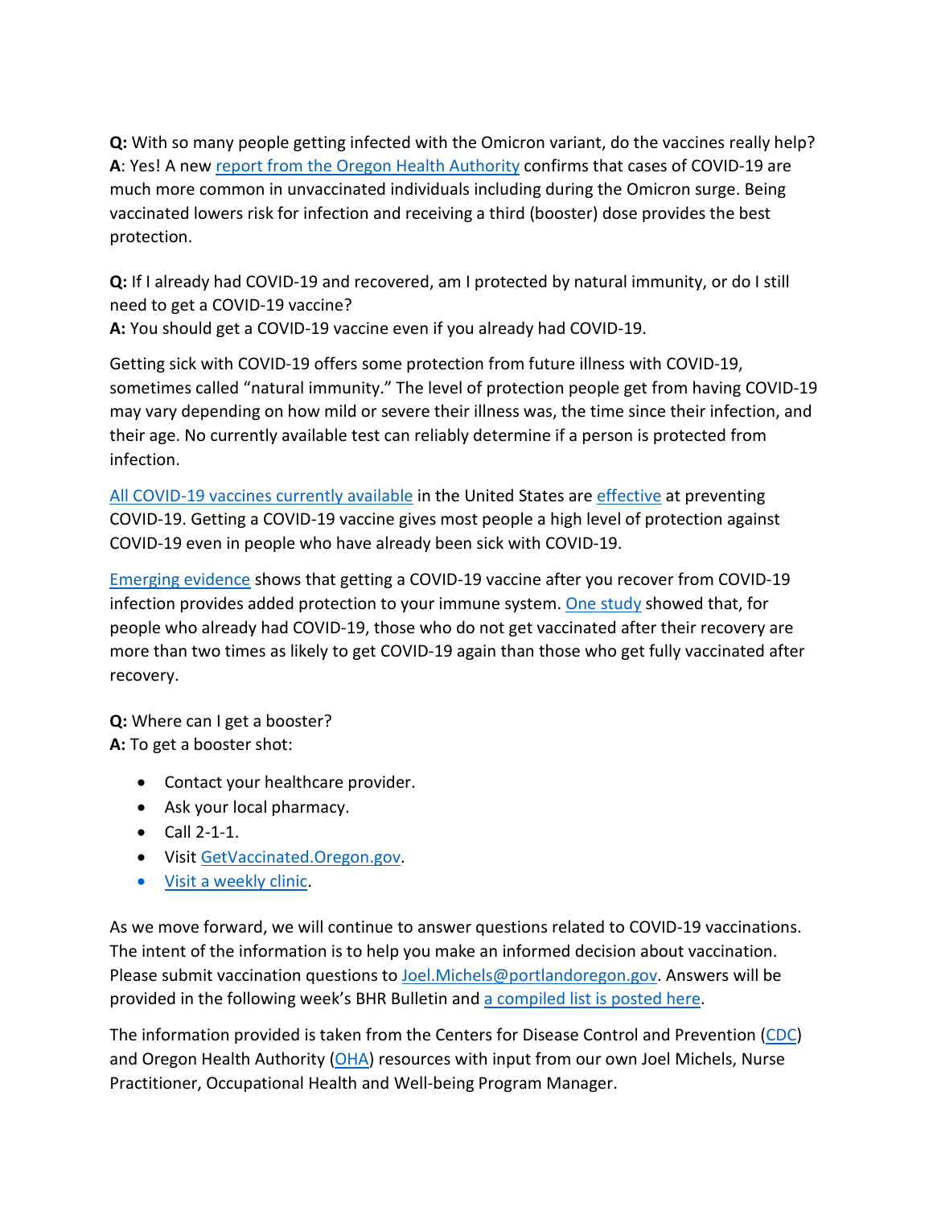**Q:** With so many people getting infected with the Omicron variant, do the vaccines really help?
**A**: Yes! A new report from the Oregon Health Authority confirms that cases of COVID-19 are much more common in unvaccinated individuals including during the Omicron surge. Being vaccinated lowers risk for infection and receiving a third (booster) dose provides the best protection.

**Q:** If I already had COVID-19 and recovered, am I protected by natural immunity, or do I still need to get a COVID-19 vaccine?
**A:** You should get a COVID-19 vaccine even if you already had COVID-19.

Getting sick with COVID-19 offers some protection from future illness with COVID-19, sometimes called "natural immunity." The level of protection people get from having COVID-19 may vary depending on how mild or severe their illness was, the time since their infection, and their age. No currently available test can reliably determine if a person is protected from infection.

All COVID-19 vaccines currently available in the United States are effective at preventing COVID-19. Getting a COVID-19 vaccine gives most people a high level of protection against COVID-19 even in people who have already been sick with COVID-19.

Emerging evidence shows that getting a COVID-19 vaccine after you recover from COVID-19 infection provides added protection to your immune system. One study showed that, for people who already had COVID-19, those who do not get vaccinated after their recovery are more than two times as likely to get COVID-19 again than those who get fully vaccinated after recovery.

**Q:** Where can I get a booster?
**A:** To get a booster shot:

- Contact your healthcare provider.
- Ask your local pharmacy.
- Call 2-1-1.
- Visit GetVaccinated.Oregon.gov.
- Visit a weekly clinic.

As we move forward, we will continue to answer questions related to COVID-19 vaccinations. The intent of the information is to help you make an informed decision about vaccination. Please submit vaccination questions to Joel.Michels@portlandoregon.gov. Answers will be provided in the following week's BHR Bulletin and a compiled list is posted here.

The information provided is taken from the Centers for Disease Control and Prevention (CDC) and Oregon Health Authority (OHA) resources with input from our own Joel Michels, Nurse Practitioner, Occupational Health and Well-being Program Manager.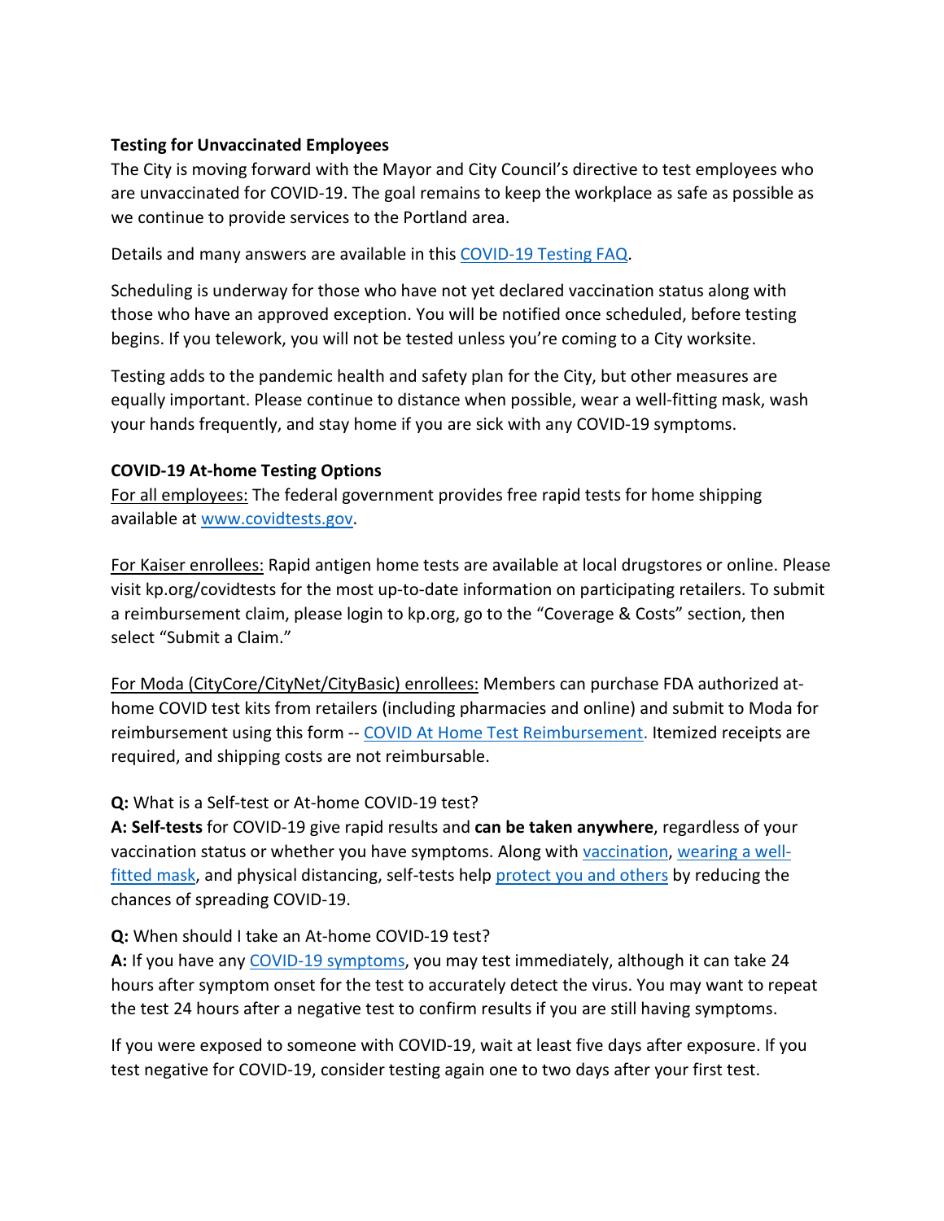**Testing for Unvaccinated Employees**

The City is moving forward with the Mayor and City Council's directive to test employees who are unvaccinated for COVID-19. The goal remains to keep the workplace as safe as possible as we continue to provide services to the Portland area.

Details and many answers are available in this [COVID-19 Testing FAQ]().

Scheduling is underway for those who have not yet declared vaccination status along with those who have an approved exception. You will be notified once scheduled, before testing begins. If you telework, you will not be tested unless you're coming to a City worksite.

Testing adds to the pandemic health and safety plan for the City, but other measures are equally important. Please continue to distance when possible, wear a well-fitting mask, wash your hands frequently, and stay home if you are sick with any COVID-19 symptoms.

**COVID-19 At-home Testing Options**

For all employees: The federal government provides free rapid tests for home shipping available at [www.covidtests.gov]().

For Kaiser enrollees: Rapid antigen home tests are available at local drugstores or online. Please visit kp.org/covidtests for the most up-to-date information on participating retailers. To submit a reimbursement claim, please login to kp.org, go to the "Coverage & Costs" section, then select "Submit a Claim."

For Moda (CityCore/CityNet/CityBasic) enrollees: Members can purchase FDA authorized at-home COVID test kits from retailers (including pharmacies and online) and submit to Moda for reimbursement using this form -- [COVID At Home Test Reimbursement](). Itemized receipts are required, and shipping costs are not reimbursable.

**Q:** What is a Self-test or At-home COVID-19 test?

**A: Self-tests** for COVID-19 give rapid results and **can be taken anywhere**, regardless of your vaccination status or whether you have symptoms. Along with [vaccination](), [wearing a well-fitted mask](), and physical distancing, self-tests help [protect you and others]() by reducing the chances of spreading COVID-19.

**Q:** When should I take an At-home COVID-19 test?

**A:** If you have any [COVID-19 symptoms](), you may test immediately, although it can take 24 hours after symptom onset for the test to accurately detect the virus. You may want to repeat the test 24 hours after a negative test to confirm results if you are still having symptoms.

If you were exposed to someone with COVID-19, wait at least five days after exposure. If you test negative for COVID-19, consider testing again one to two days after your first test.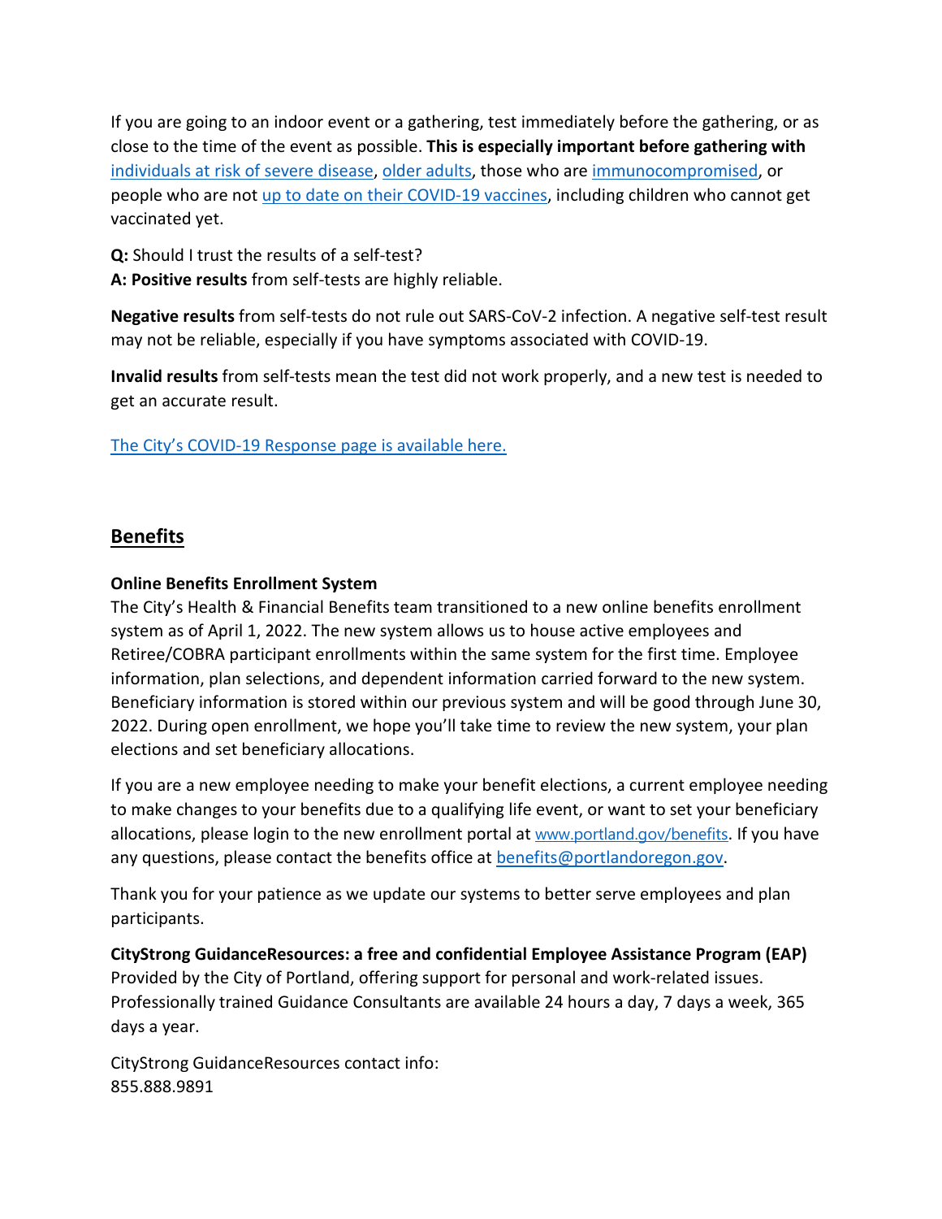If you are going to an indoor event or a gathering, test immediately before the gathering, or as close to the time of the event as possible. **This is especially important before gathering with** individuals at risk of severe disease, older adults, those who are immunocompromised, or people who are not up to date on their COVID-19 vaccines, including children who cannot get vaccinated yet.

**Q:** Should I trust the results of a self-test?
**A: Positive results** from self-tests are highly reliable.

**Negative results** from self-tests do not rule out SARS-CoV-2 infection. A negative self-test result may not be reliable, especially if you have symptoms associated with COVID-19.

**Invalid results** from self-tests mean the test did not work properly, and a new test is needed to get an accurate result.

The City's COVID-19 Response page is available here.

## Benefits

**Online Benefits Enrollment System**
The City's Health & Financial Benefits team transitioned to a new online benefits enrollment system as of April 1, 2022. The new system allows us to house active employees and Retiree/COBRA participant enrollments within the same system for the first time. Employee information, plan selections, and dependent information carried forward to the new system. Beneficiary information is stored within our previous system and will be good through June 30, 2022. During open enrollment, we hope you'll take time to review the new system, your plan elections and set beneficiary allocations.

If you are a new employee needing to make your benefit elections, a current employee needing to make changes to your benefits due to a qualifying life event, or want to set your beneficiary allocations, please login to the new enrollment portal at www.portland.gov/benefits. If you have any questions, please contact the benefits office at benefits@portlandoregon.gov.

Thank you for your patience as we update our systems to better serve employees and plan participants.

**CityStrong GuidanceResources: a free and confidential Employee Assistance Program (EAP)**
Provided by the City of Portland, offering support for personal and work-related issues. Professionally trained Guidance Consultants are available 24 hours a day, 7 days a week, 365 days a year.

CityStrong GuidanceResources contact info:
855.888.9891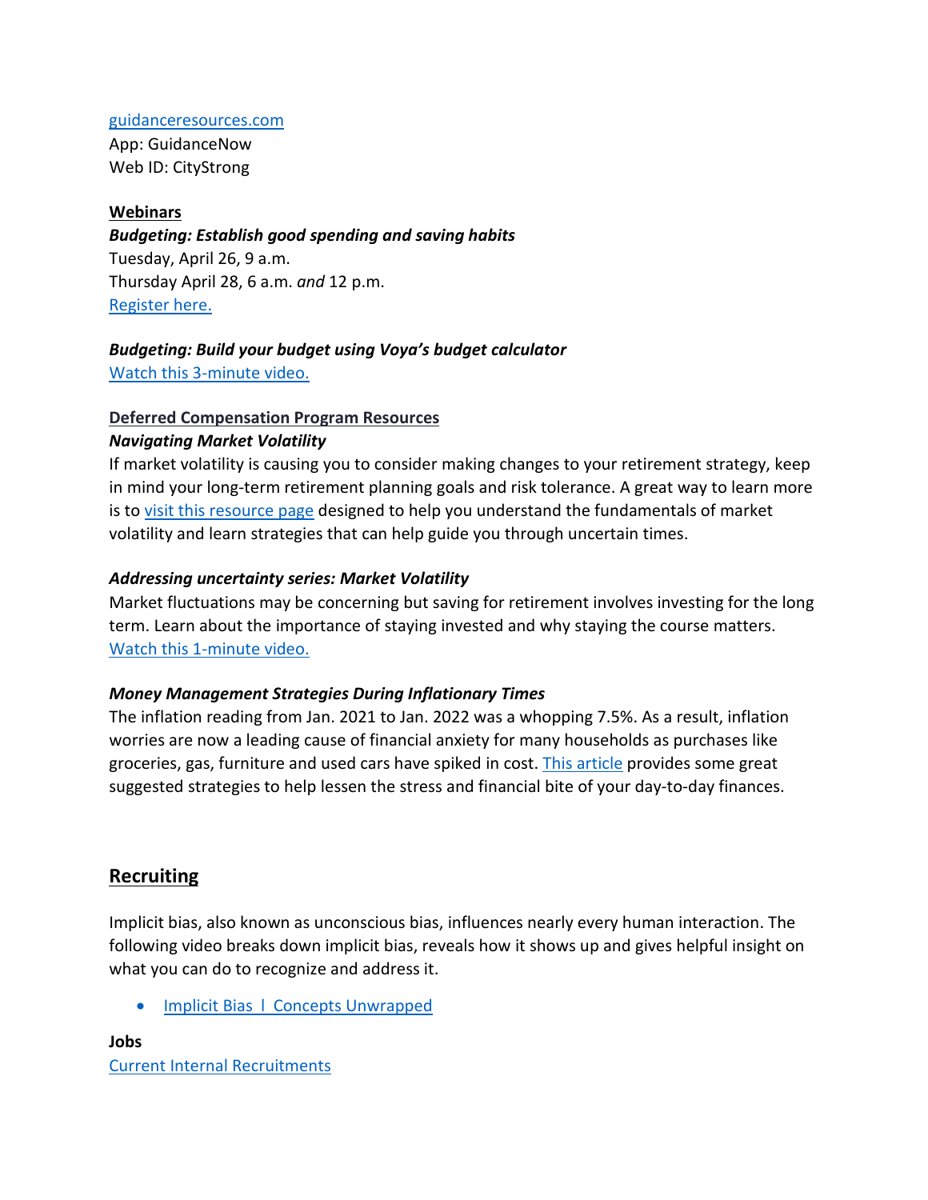guidanceresources.com
App: GuidanceNow
Web ID: CityStrong

**Webinars**

***Budgeting: Establish good spending and saving habits***
Tuesday, April 26, 9 a.m.
Thursday April 28, 6 a.m. *and* 12 p.m.
Register here.

***Budgeting: Build your budget using Voya's budget calculator***
Watch this 3-minute video.

**Deferred Compensation Program Resources**

***Navigating Market Volatility***
If market volatility is causing you to consider making changes to your retirement strategy, keep in mind your long-term retirement planning goals and risk tolerance. A great way to learn more is to visit this resource page designed to help you understand the fundamentals of market volatility and learn strategies that can help guide you through uncertain times.

***Addressing uncertainty series: Market Volatility***
Market fluctuations may be concerning but saving for retirement involves investing for the long term. Learn about the importance of staying invested and why staying the course matters. Watch this 1-minute video.

***Money Management Strategies During Inflationary Times***
The inflation reading from Jan. 2021 to Jan. 2022 was a whopping 7.5%. As a result, inflation worries are now a leading cause of financial anxiety for many households as purchases like groceries, gas, furniture and used cars have spiked in cost. This article provides some great suggested strategies to help lessen the stress and financial bite of your day-to-day finances.

## Recruiting

Implicit bias, also known as unconscious bias, influences nearly every human interaction. The following video breaks down implicit bias, reveals how it shows up and gives helpful insight on what you can do to recognize and address it.

- Implicit Bias l Concepts Unwrapped

**Jobs**
Current Internal Recruitments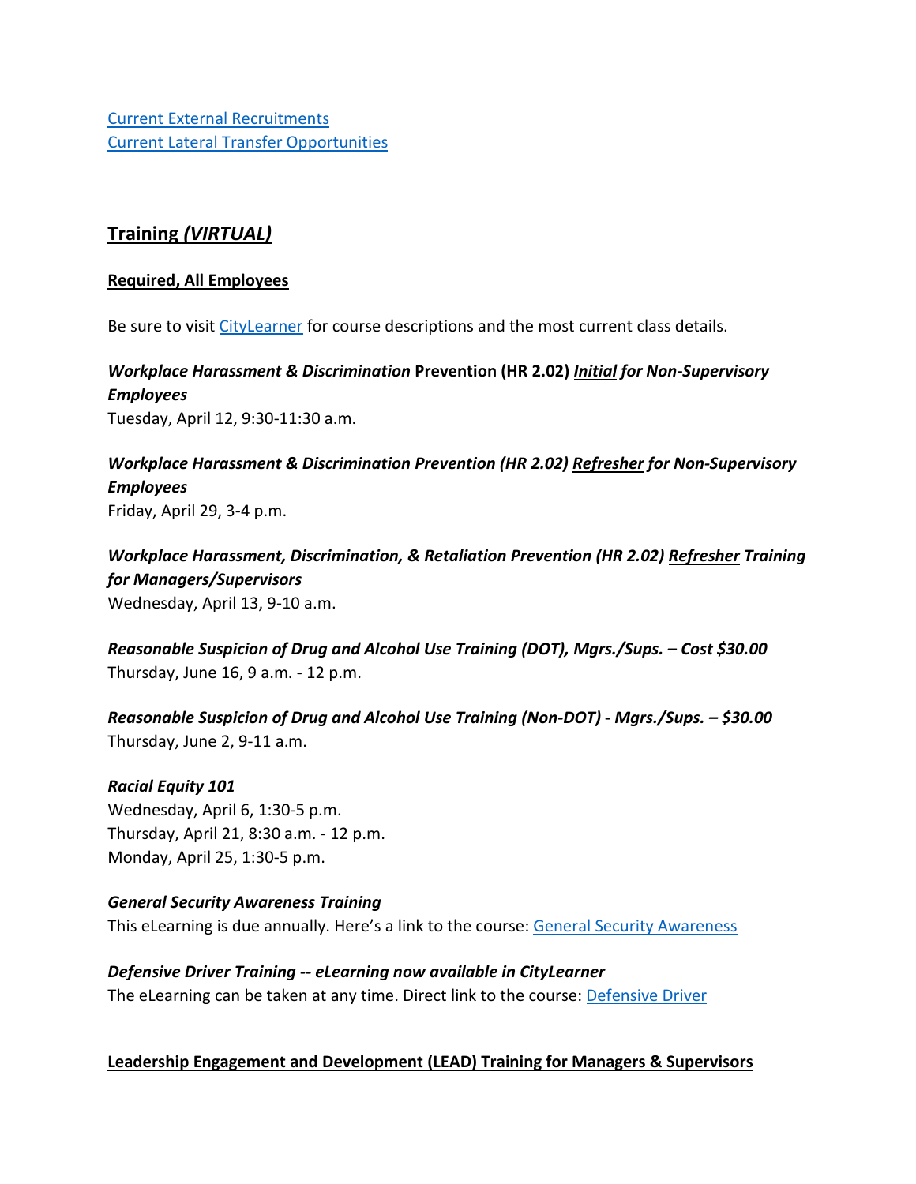[Current External Recruitments](#)
[Current Lateral Transfer Opportunities](#)

## Training *(VIRTUAL)*

### Required, All Employees

Be sure to visit [CityLearner](#) for course descriptions and the most current class details.

***Workplace Harassment & Discrimination* Prevention (HR 2.02) *Initial* *for Non-Supervisory Employees***
Tuesday, April 12, 9:30-11:30 a.m.

***Workplace Harassment & Discrimination Prevention (HR 2.02) Refresher for Non-Supervisory Employees***
Friday, April 29, 3-4 p.m.

***Workplace Harassment, Discrimination, & Retaliation Prevention (HR 2.02) Refresher Training for Managers/Supervisors***
Wednesday, April 13, 9-10 a.m.

***Reasonable Suspicion of Drug and Alcohol Use Training (DOT), Mgrs./Sups. – Cost $30.00***
Thursday, June 16, 9 a.m. - 12 p.m.

***Reasonable Suspicion of Drug and Alcohol Use Training (Non-DOT) - Mgrs./Sups. – $30.00***
Thursday, June 2, 9-11 a.m.

***Racial Equity 101***
Wednesday, April 6, 1:30-5 p.m.
Thursday, April 21, 8:30 a.m. - 12 p.m.
Monday, April 25, 1:30-5 p.m.

***General Security Awareness Training***
This eLearning is due annually. Here's a link to the course: [General Security Awareness](#)

***Defensive Driver Training -- eLearning now available in CityLearner***
The eLearning can be taken at any time. Direct link to the course: [Defensive Driver](#)

### Leadership Engagement and Development (LEAD) Training for Managers & Supervisors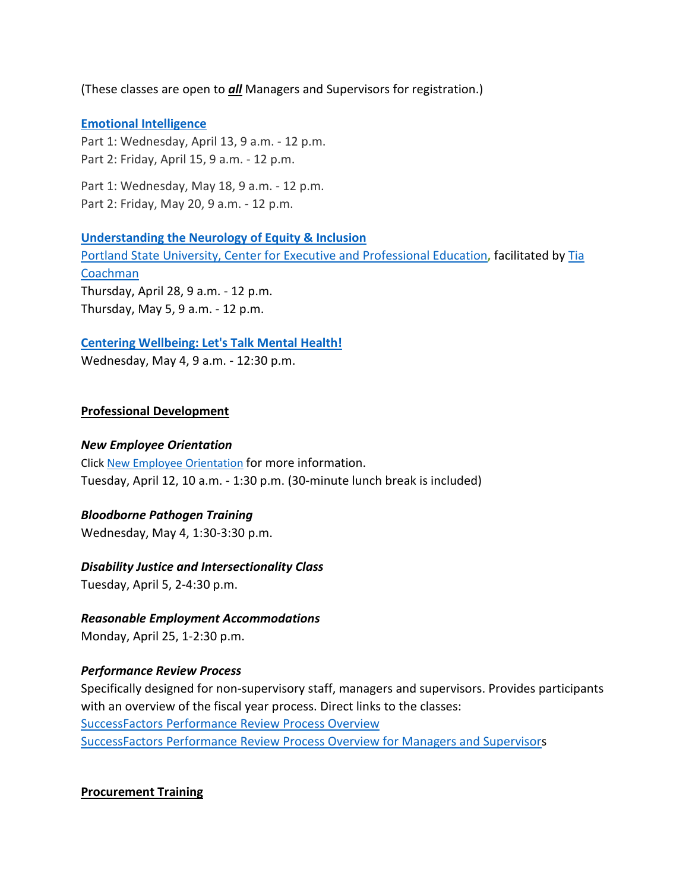(These classes are open to ***all*** Managers and Supervisors for registration.)

**Emotional Intelligence**
Part 1: Wednesday, April 13, 9 a.m. - 12 p.m.
Part 2: Friday, April 15, 9 a.m. - 12 p.m.

Part 1: Wednesday, May 18, 9 a.m. - 12 p.m.
Part 2: Friday, May 20, 9 a.m. - 12 p.m.

**Understanding the Neurology of Equity & Inclusion**
Portland State University, Center for Executive and Professional Education, facilitated by Tia Coachman
Thursday, April 28, 9 a.m. - 12 p.m.
Thursday, May 5, 9 a.m. - 12 p.m.

**Centering Wellbeing: Let's Talk Mental Health!**
Wednesday, May 4, 9 a.m. - 12:30 p.m.

## Professional Development

***New Employee Orientation***
Click New Employee Orientation for more information.
Tuesday, April 12, 10 a.m. - 1:30 p.m. (30-minute lunch break is included)

***Bloodborne Pathogen Training***
Wednesday, May 4, 1:30-3:30 p.m.

***Disability Justice and Intersectionality Class***
Tuesday, April 5, 2-4:30 p.m.

***Reasonable Employment Accommodations***
Monday, April 25, 1-2:30 p.m.

***Performance Review Process***
Specifically designed for non-supervisory staff, managers and supervisors. Provides participants with an overview of the fiscal year process. Direct links to the classes:
SuccessFactors Performance Review Process Overview
SuccessFactors Performance Review Process Overview for Managers and Supervisors

## Procurement Training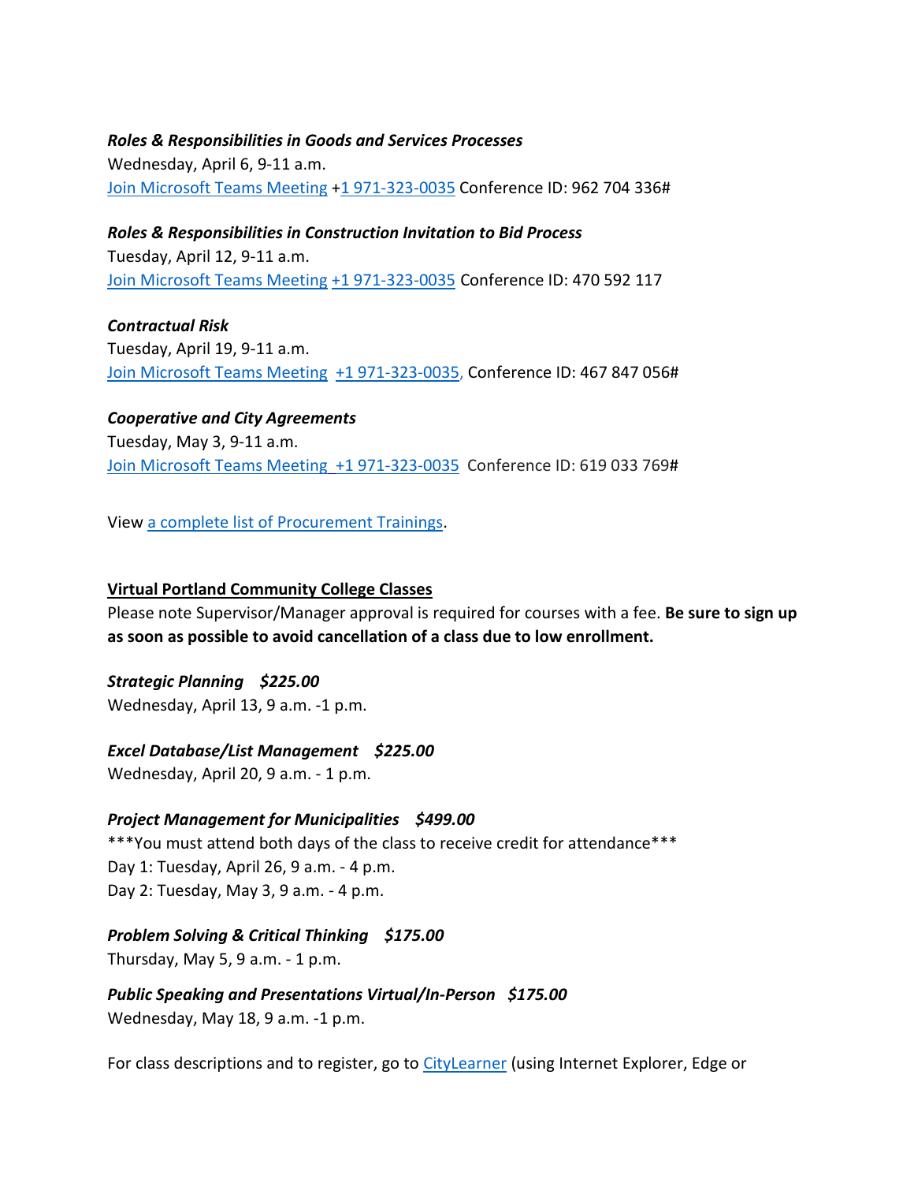***Roles & Responsibilities in Goods and Services Processes***
Wednesday, April 6, 9-11 a.m.
Join Microsoft Teams Meeting +1 971-323-0035 Conference ID: 962 704 336#

***Roles & Responsibilities in Construction Invitation to Bid Process***
Tuesday, April 12, 9-11 a.m.
Join Microsoft Teams Meeting +1 971-323-0035 Conference ID: 470 592 117

***Contractual Risk***
Tuesday, April 19, 9-11 a.m.
Join Microsoft Teams Meeting +1 971-323-0035, Conference ID: 467 847 056#

***Cooperative and City Agreements***
Tuesday, May 3, 9-11 a.m.
Join Microsoft Teams Meeting +1 971-323-0035 Conference ID: 619 033 769#

View a complete list of Procurement Trainings.

**Virtual Portland Community College Classes**
Please note Supervisor/Manager approval is required for courses with a fee. **Be sure to sign up as soon as possible to avoid cancellation of a class due to low enrollment.**

***Strategic Planning $225.00***
Wednesday, April 13, 9 a.m. -1 p.m.

***Excel Database/List Management $225.00***
Wednesday, April 20, 9 a.m. - 1 p.m.

***Project Management for Municipalities $499.00***
***You must attend both days of the class to receive credit for attendance***
Day 1: Tuesday, April 26, 9 a.m. - 4 p.m.
Day 2: Tuesday, May 3, 9 a.m. - 4 p.m.

***Problem Solving & Critical Thinking $175.00***
Thursday, May 5, 9 a.m. - 1 p.m.

***Public Speaking and Presentations Virtual/In-Person $175.00***
Wednesday, May 18, 9 a.m. -1 p.m.

For class descriptions and to register, go to CityLearner (using Internet Explorer, Edge or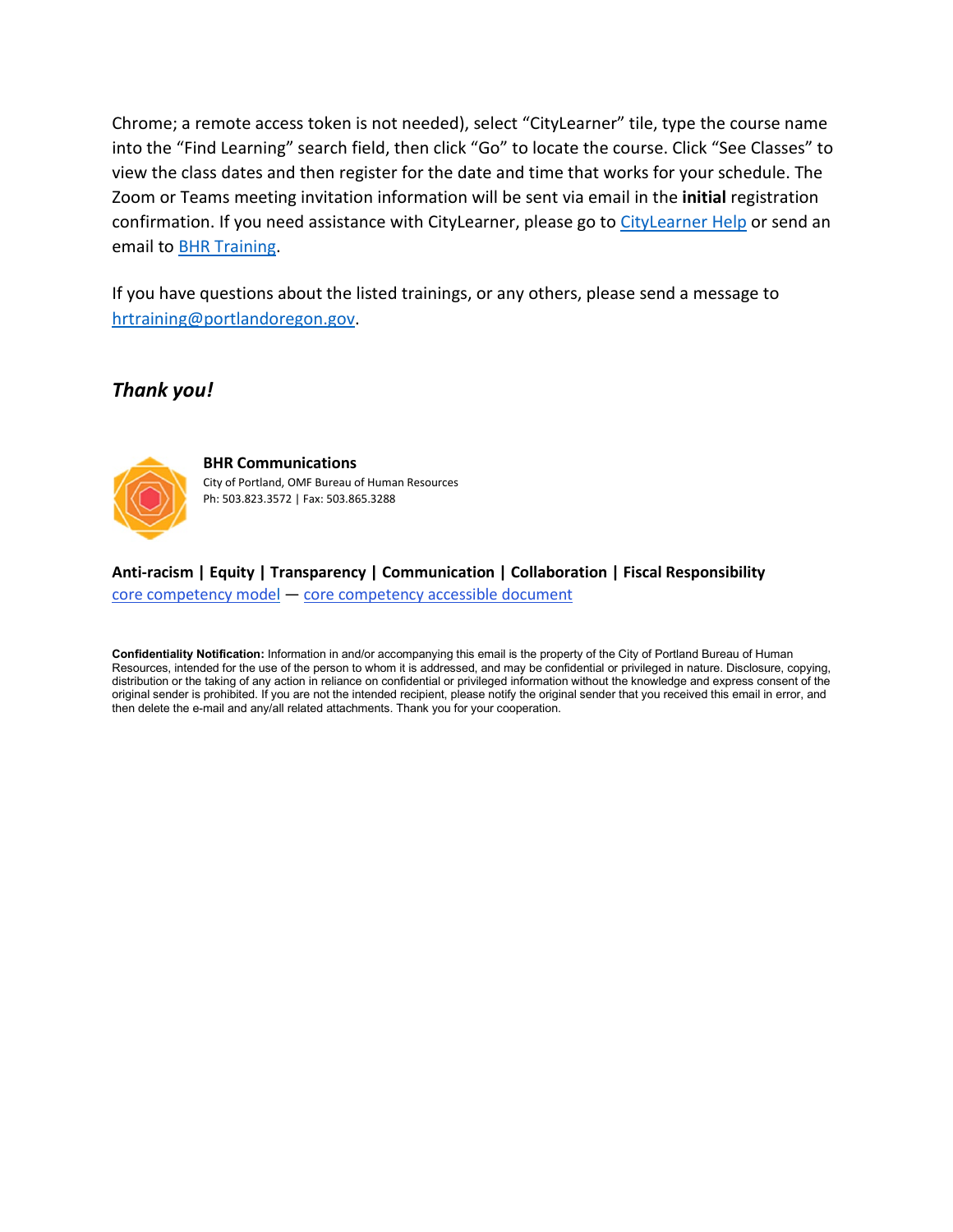Chrome; a remote access token is not needed), select “CityLearner” tile, type the course name into the “Find Learning” search field, then click “Go” to locate the course. Click “See Classes” to view the class dates and then register for the date and time that works for your schedule. The Zoom or Teams meeting invitation information will be sent via email in the **initial** registration confirmation. If you need assistance with CityLearner, please go to CityLearner Help or send an email to BHR Training.

If you have questions about the listed trainings, or any others, please send a message to hrtraining@portlandoregon.gov.

***Thank you!***

**BHR Communications**
City of Portland, OMF Bureau of Human Resources
Ph: 503.823.3572 | Fax: 503.865.3288

**Anti-racism | Equity | Transparency | Communication | Collaboration | Fiscal Responsibility**
core competency model — core competency accessible document

**Confidentiality Notification:** Information in and/or accompanying this email is the property of the City of Portland Bureau of Human Resources, intended for the use of the person to whom it is addressed, and may be confidential or privileged in nature. Disclosure, copying, distribution or the taking of any action in reliance on confidential or privileged information without the knowledge and express consent of the original sender is prohibited. If you are not the intended recipient, please notify the original sender that you received this email in error, and then delete the e-mail and any/all related attachments. Thank you for your cooperation.